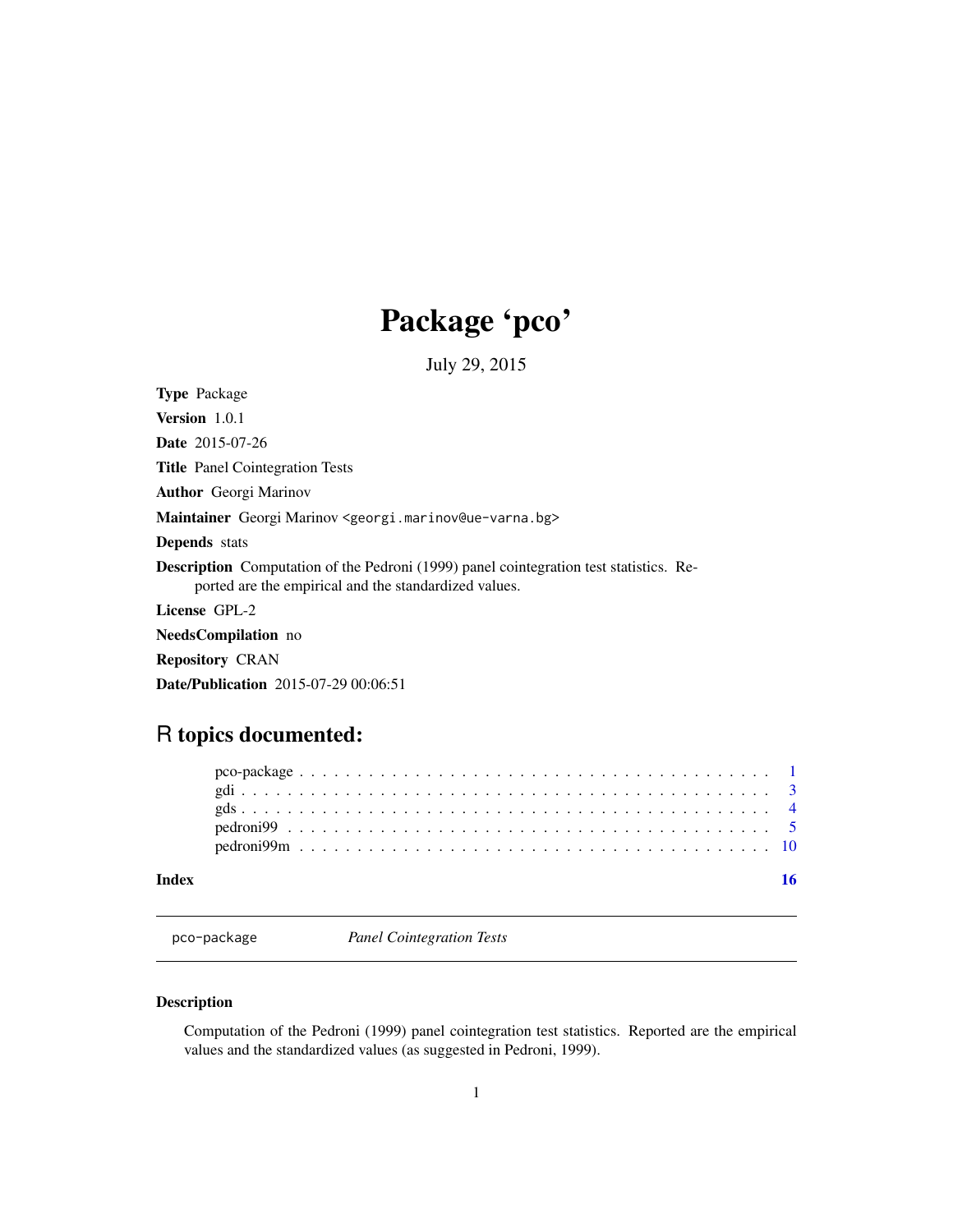# Package 'pco'

July 29, 2015

**Type** Package

**Version** 1.0.1

**Date** 2015-07-26

**Title** Panel Cointegration Tests

**Author** Georgi Marinov

**Maintainer** Georgi Marinov <georgi.marinov@ue-varna.bg>

**Depends** stats

**Description** Computation of the Pedroni (1999) panel cointegration test statistics. Reported are the empirical and the standardized values.

**License** GPL-2

**NeedsCompilation** no

**Repository** CRAN

**Date/Publication** 2015-07-29 00:06:51

## R topics documented:

- pco-package . . . . . . . . . . . . . . . . . . . . . . . . . . . . . . . . . . . . . . . 1
- gdi . . . . . . . . . . . . . . . . . . . . . . . . . . . . . . . . . . . . . . . . . . . . 3
- gds . . . . . . . . . . . . . . . . . . . . . . . . . . . . . . . . . . . . . . . . . . . . 4
- pedroni99 . . . . . . . . . . . . . . . . . . . . . . . . . . . . . . . . . . . . . . . . . 5
- pedroni99m . . . . . . . . . . . . . . . . . . . . . . . . . . . . . . . . . . . . . . . . 10

**Index** 16

---

pco-package *Panel Cointegration Tests*

---

### Description

Computation of the Pedroni (1999) panel cointegration test statistics. Reported are the empirical values and the standardized values (as suggested in Pedroni, 1999).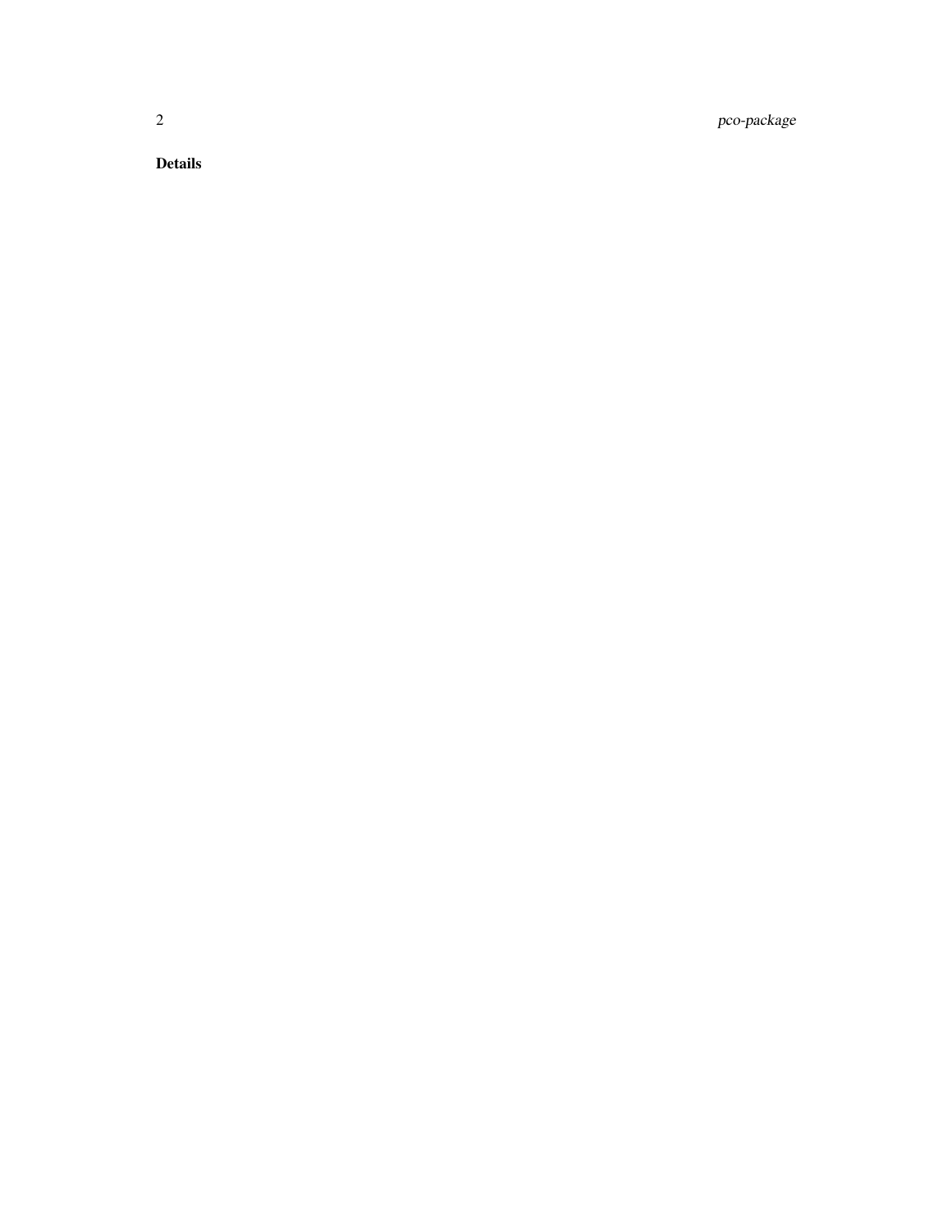### Details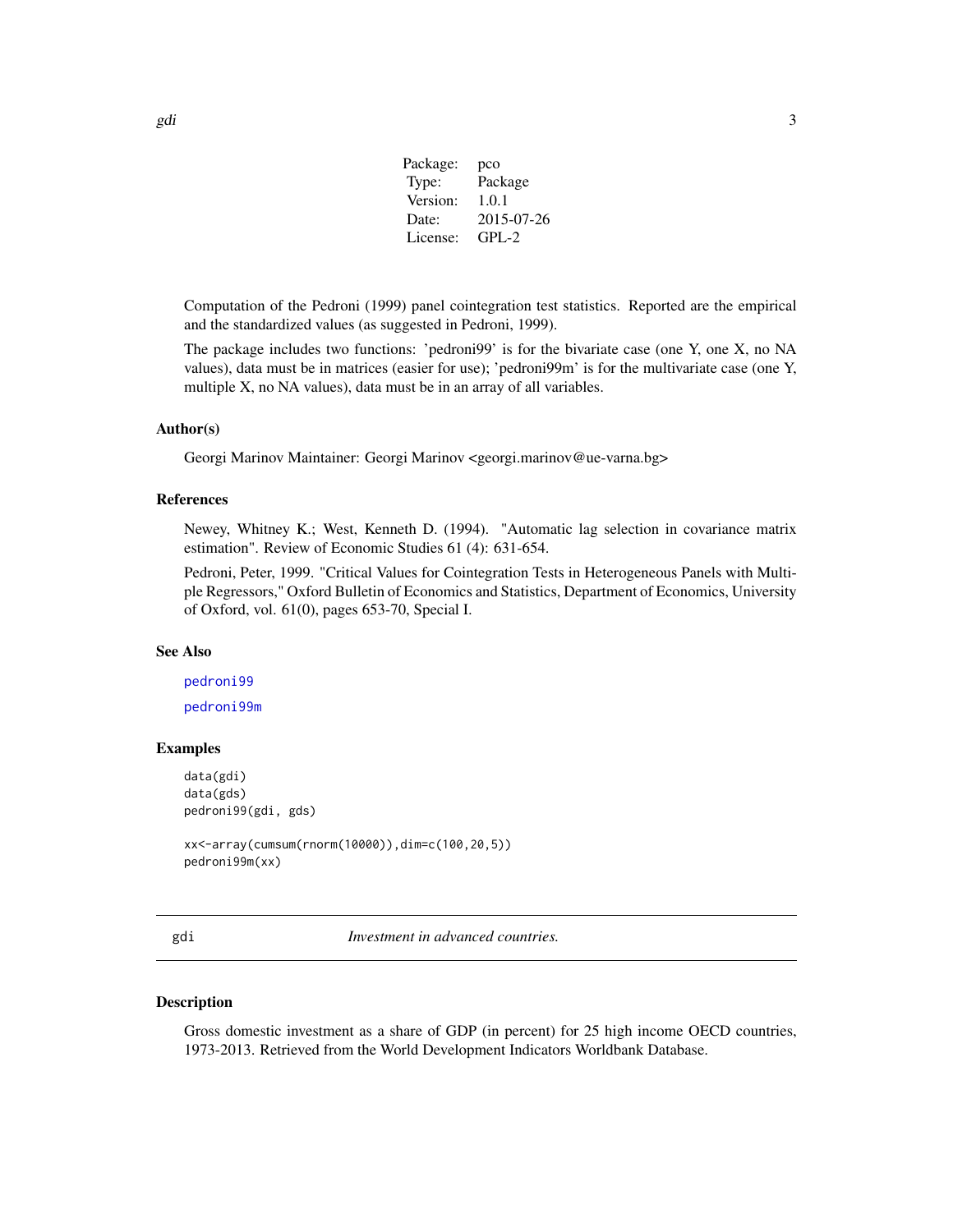| Package: | pco |
|---|---|
| Type: | Package |
| Version: | 1.0.1 |
| Date: | 2015-07-26 |
| License: | GPL-2 |

Computation of the Pedroni (1999) panel cointegration test statistics. Reported are the empirical and the standardized values (as suggested in Pedroni, 1999).

The package includes two functions: 'pedroni99' is for the bivariate case (one Y, one X, no NA values), data must be in matrices (easier for use); 'pedroni99m' is for the multivariate case (one Y, multiple X, no NA values), data must be in an array of all variables.

### Author(s)

Georgi Marinov Maintainer: Georgi Marinov <georgi.marinov@ue-varna.bg>

### References

Newey, Whitney K.; West, Kenneth D. (1994). "Automatic lag selection in covariance matrix estimation". Review of Economic Studies 61 (4): 631-654.

Pedroni, Peter, 1999. "Critical Values for Cointegration Tests in Heterogeneous Panels with Multiple Regressors," Oxford Bulletin of Economics and Statistics, Department of Economics, University of Oxford, vol. 61(0), pages 653-70, Special I.

### See Also

`pedroni99`

`pedroni99m`

### Examples

```
data(gdi)
data(gds)
pedroni99(gdi, gds)

xx<-array(cumsum(rnorm(10000)),dim=c(100,20,5))
pedroni99m(xx)
```

---

## gdi — *Investment in advanced countries.*

### Description

Gross domestic investment as a share of GDP (in percent) for 25 high income OECD countries, 1973-2013. Retrieved from the World Development Indicators Worldbank Database.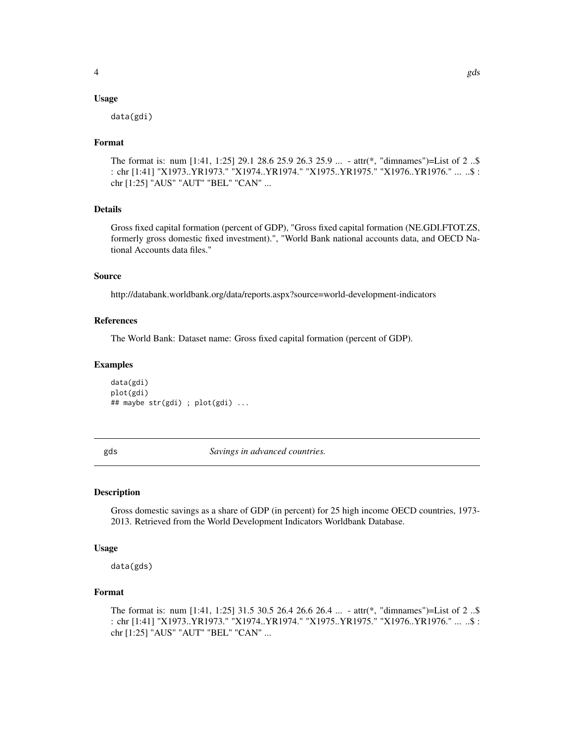### Usage

```
data(gdi)
```

### Format

The format is: num [1:41, 1:25] 29.1 28.6 25.9 26.3 25.9 ... - attr(*, "dimnames")=List of 2 ..$ : chr [1:41] "X1973..YR1973." "X1974..YR1974." "X1975..YR1975." "X1976..YR1976." ... ..$ : chr [1:25] "AUS" "AUT" "BEL" "CAN" ...

### Details

Gross fixed capital formation (percent of GDP), "Gross fixed capital formation (NE.GDI.FTOT.ZS, formerly gross domestic fixed investment).", "World Bank national accounts data, and OECD National Accounts data files."

### Source

http://databank.worldbank.org/data/reports.aspx?source=world-development-indicators

### References

The World Bank: Dataset name: Gross fixed capital formation (percent of GDP).

### Examples

```
data(gdi)
plot(gdi)
## maybe str(gdi) ; plot(gdi) ...
```

---

## gds — *Savings in advanced countries.*

---

### Description

Gross domestic savings as a share of GDP (in percent) for 25 high income OECD countries, 1973-2013. Retrieved from the World Development Indicators Worldbank Database.

### Usage

```
data(gds)
```

### Format

The format is: num [1:41, 1:25] 31.5 30.5 26.4 26.6 26.4 ... - attr(*, "dimnames")=List of 2 ..$ : chr [1:41] "X1973..YR1973." "X1974..YR1974." "X1975..YR1975." "X1976..YR1976." ... ..$ : chr [1:25] "AUS" "AUT" "BEL" "CAN" ...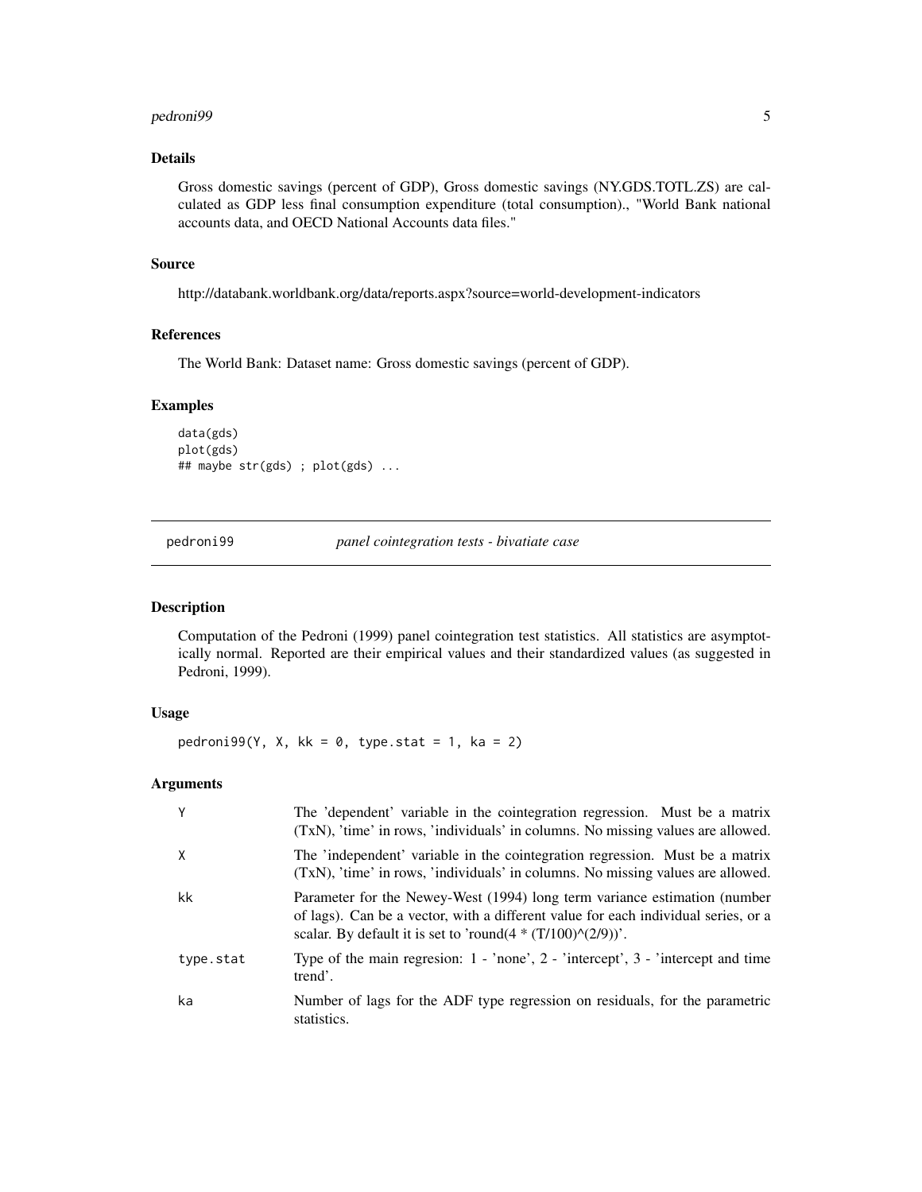### Details

Gross domestic savings (percent of GDP), Gross domestic savings (NY.GDS.TOTL.ZS) are calculated as GDP less final consumption expenditure (total consumption)., "World Bank national accounts data, and OECD National Accounts data files."

### Source

http://databank.worldbank.org/data/reports.aspx?source=world-development-indicators

### References

The World Bank: Dataset name: Gross domestic savings (percent of GDP).

### Examples

```
data(gds)
plot(gds)
## maybe str(gds) ; plot(gds) ...
```

---

## pedroni99 *panel cointegration tests - bivatiate case*

### Description

Computation of the Pedroni (1999) panel cointegration test statistics. All statistics are asymptotically normal. Reported are their empirical values and their standardized values (as suggested in Pedroni, 1999).

### Usage

```
pedroni99(Y, X, kk = 0, type.stat = 1, ka = 2)
```

### Arguments

| | |
|---|---|
| Y | The 'dependent' variable in the cointegration regression. Must be a matrix (TxN), 'time' in rows, 'individuals' in columns. No missing values are allowed. |
| X | The 'independent' variable in the cointegration regression. Must be a matrix (TxN), 'time' in rows, 'individuals' in columns. No missing values are allowed. |
| kk | Parameter for the Newey-West (1994) long term variance estimation (number of lags). Can be a vector, with a different value for each individual series, or a scalar. By default it is set to 'round(4 * (T/100)^(2/9))'. |
| type.stat | Type of the main regresion: 1 - 'none', 2 - 'intercept', 3 - 'intercept and time trend'. |
| ka | Number of lags for the ADF type regression on residuals, for the parametric statistics. |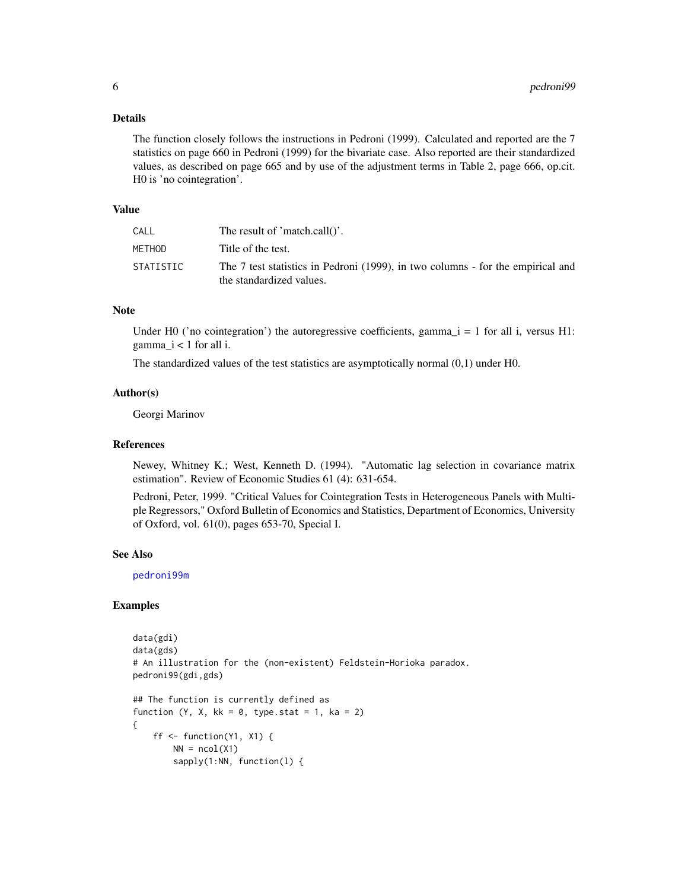### Details

The function closely follows the instructions in Pedroni (1999). Calculated and reported are the 7 statistics on page 660 in Pedroni (1999) for the bivariate case. Also reported are their standardized values, as described on page 665 and by use of the adjustment terms in Table 2, page 666, op.cit. H0 is 'no cointegration'.

### Value

| | |
|---|---|
| CALL | The result of 'match.call()'. |
| METHOD | Title of the test. |
| STATISTIC | The 7 test statistics in Pedroni (1999), in two columns - for the empirical and the standardized values. |

### Note

Under H0 ('no cointegration') the autoregressive coefficients, gamma_i = 1 for all i, versus H1: gamma_i < 1 for all i.

The standardized values of the test statistics are asymptotically normal (0,1) under H0.

### Author(s)

Georgi Marinov

### References

Newey, Whitney K.; West, Kenneth D. (1994). "Automatic lag selection in covariance matrix estimation". Review of Economic Studies 61 (4): 631-654.

Pedroni, Peter, 1999. "Critical Values for Cointegration Tests in Heterogeneous Panels with Multiple Regressors," Oxford Bulletin of Economics and Statistics, Department of Economics, University of Oxford, vol. 61(0), pages 653-70, Special I.

### See Also

pedroni99m

### Examples

```
data(gdi)
data(gds)
# An illustration for the (non-existent) Feldstein-Horioka paradox.
pedroni99(gdi,gds)

## The function is currently defined as
function (Y, X, kk = 0, type.stat = 1, ka = 2)
{
    ff <- function(Y1, X1) {
        NN = ncol(X1)
        sapply(1:NN, function(l) {
```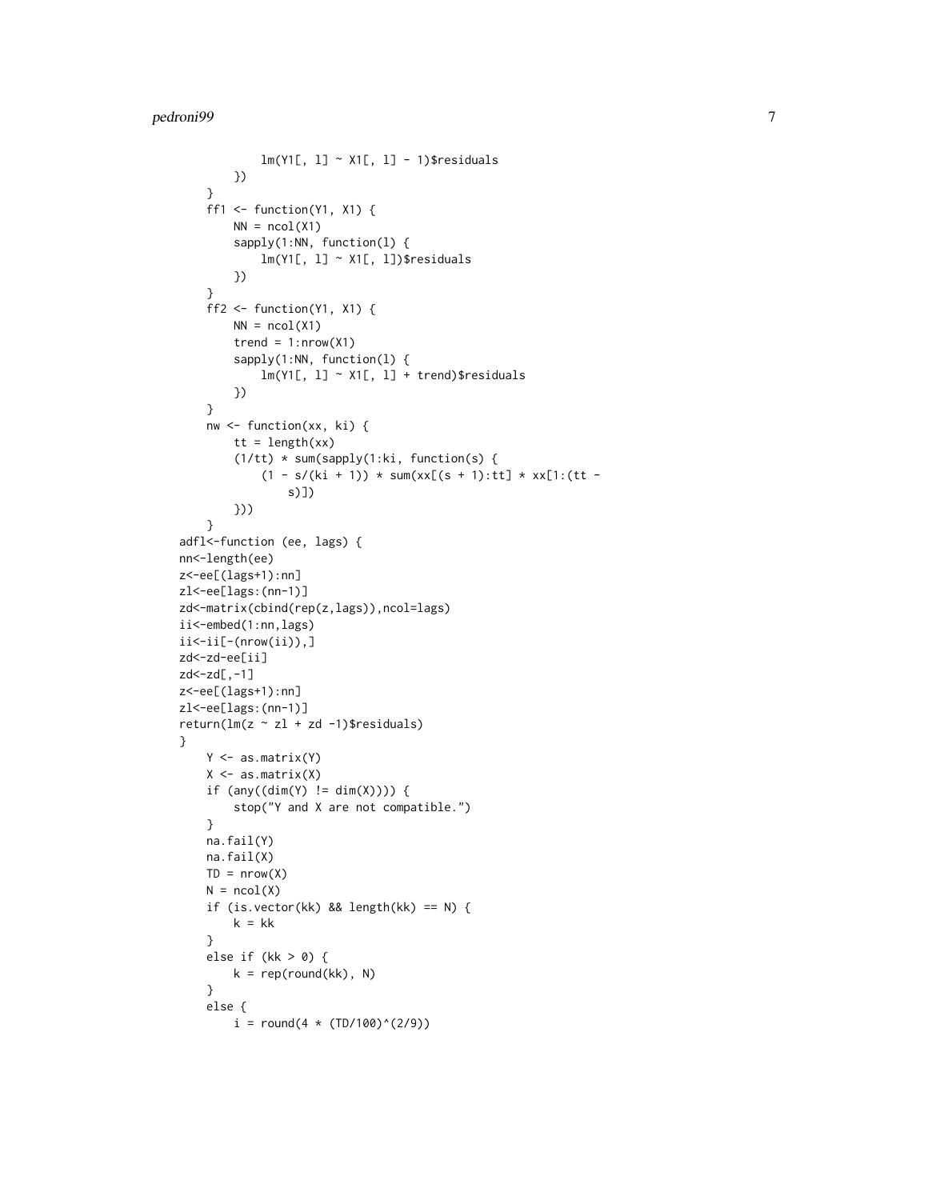```
            lm(Y1[, l] ~ X1[, l] - 1)$residuals
        })
    }
    ff1 <- function(Y1, X1) {
        NN = ncol(X1)
        sapply(1:NN, function(l) {
            lm(Y1[, l] ~ X1[, l])$residuals
        })
    }
    ff2 <- function(Y1, X1) {
        NN = ncol(X1)
        trend = 1:nrow(X1)
        sapply(1:NN, function(l) {
            lm(Y1[, l] ~ X1[, l] + trend)$residuals
        })
    }
    nw <- function(xx, ki) {
        tt = length(xx)
        (1/tt) * sum(sapply(1:ki, function(s) {
            (1 - s/(ki + 1)) * sum(xx[(s + 1):tt] * xx[1:(tt -
                s)])
        }))
    }
adfl<-function (ee, lags) {
nn<-length(ee)
z<-ee[(lags+1):nn]
zl<-ee[lags:(nn-1)]
zd<-matrix(cbind(rep(z,lags)),ncol=lags)
ii<-embed(1:nn,lags)
ii<-ii[-(nrow(ii)),]
zd<-zd-ee[ii]
zd<-zd[,-1]
z<-ee[(lags+1):nn]
zl<-ee[lags:(nn-1)]
return(lm(z ~ zl + zd -1)$residuals)
}
    Y <- as.matrix(Y)
    X <- as.matrix(X)
    if (any((dim(Y) != dim(X)))) {
        stop("Y and X are not compatible.")
    }
    na.fail(Y)
    na.fail(X)
    TD = nrow(X)
    N = ncol(X)
    if (is.vector(kk) && length(kk) == N) {
        k = kk
    }
    else if (kk > 0) {
        k = rep(round(kk), N)
    }
    else {
        i = round(4 * (TD/100)^(2/9))
```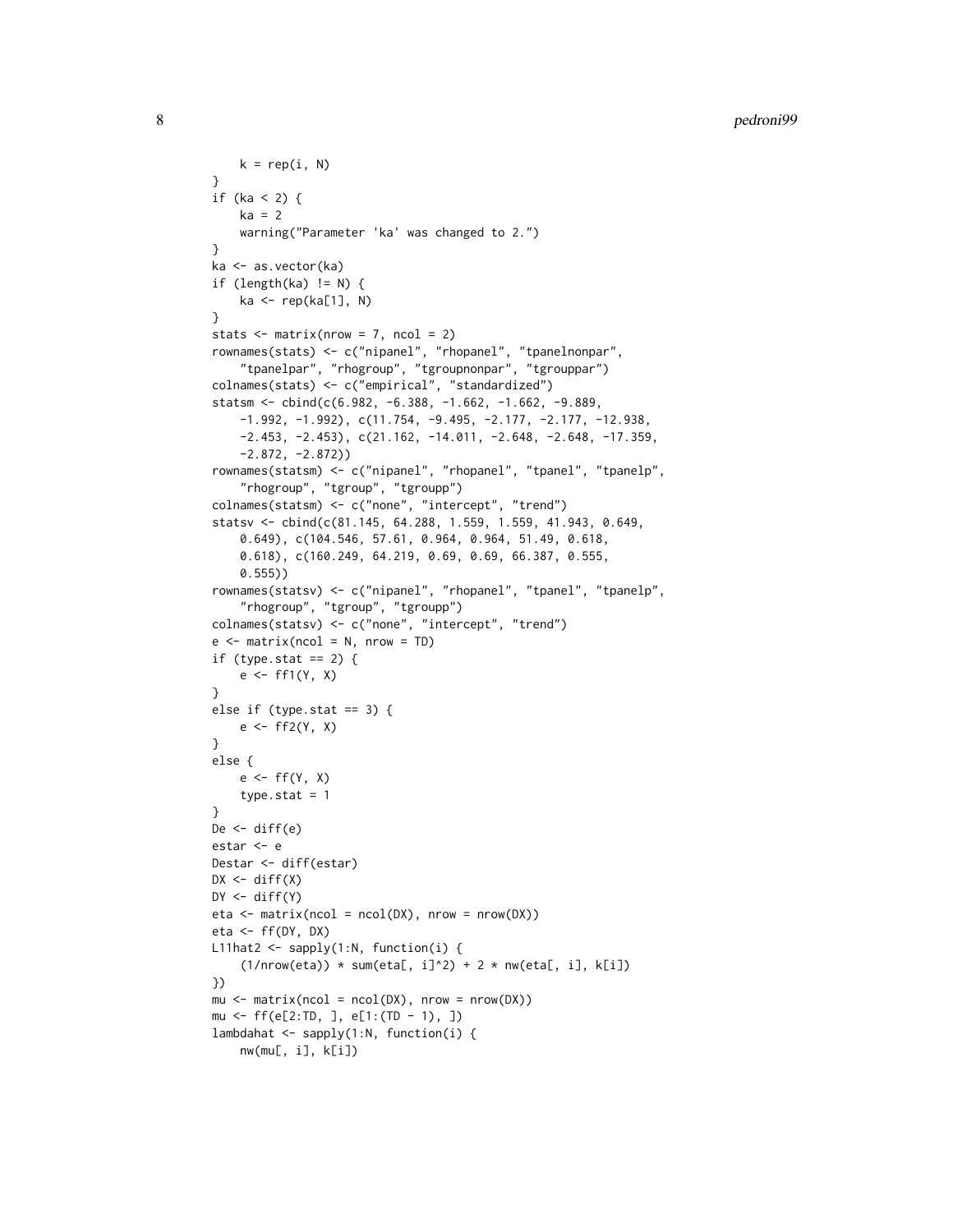```
    k = rep(i, N)
}
if (ka < 2) {
    ka = 2
    warning("Parameter 'ka' was changed to 2.")
}
ka <- as.vector(ka)
if (length(ka) != N) {
    ka <- rep(ka[1], N)
}
stats <- matrix(nrow = 7, ncol = 2)
rownames(stats) <- c("nipanel", "rhopanel", "tpanelnonpar",
    "tpanelpar", "rhogroup", "tgroupnonpar", "tgrouppar")
colnames(stats) <- c("empirical", "standardized")
statsm <- cbind(c(6.982, -6.388, -1.662, -1.662, -9.889,
    -1.992, -1.992), c(11.754, -9.495, -2.177, -2.177, -12.938,
    -2.453, -2.453), c(21.162, -14.011, -2.648, -2.648, -17.359,
    -2.872, -2.872))
rownames(statsm) <- c("nipanel", "rhopanel", "tpanel", "tpanelp",
    "rhogroup", "tgroup", "tgroupp")
colnames(statsm) <- c("none", "intercept", "trend")
statsv <- cbind(c(81.145, 64.288, 1.559, 1.559, 41.943, 0.649,
    0.649), c(104.546, 57.61, 0.964, 0.964, 51.49, 0.618,
    0.618), c(160.249, 64.219, 0.69, 0.69, 66.387, 0.555,
    0.555))
rownames(statsv) <- c("nipanel", "rhopanel", "tpanel", "tpanelp",
    "rhogroup", "tgroup", "tgroupp")
colnames(statsv) <- c("none", "intercept", "trend")
e <- matrix(ncol = N, nrow = TD)
if (type.stat == 2) {
    e <- ff1(Y, X)
}
else if (type.stat == 3) {
    e <- ff2(Y, X)
}
else {
    e <- ff(Y, X)
    type.stat = 1
}
De <- diff(e)
estar <- e
Destar <- diff(estar)
DX <- diff(X)
DY <- diff(Y)
eta <- matrix(ncol = ncol(DX), nrow = nrow(DX))
eta <- ff(DY, DX)
L11hat2 <- sapply(1:N, function(i) {
    (1/nrow(eta)) * sum(eta[, i]^2) + 2 * nw(eta[, i], k[i])
})
mu <- matrix(ncol = ncol(DX), nrow = nrow(DX))
mu <- ff(e[2:TD, ], e[1:(TD - 1), ])
lambdahat <- sapply(1:N, function(i) {
    nw(mu[, i], k[i])
```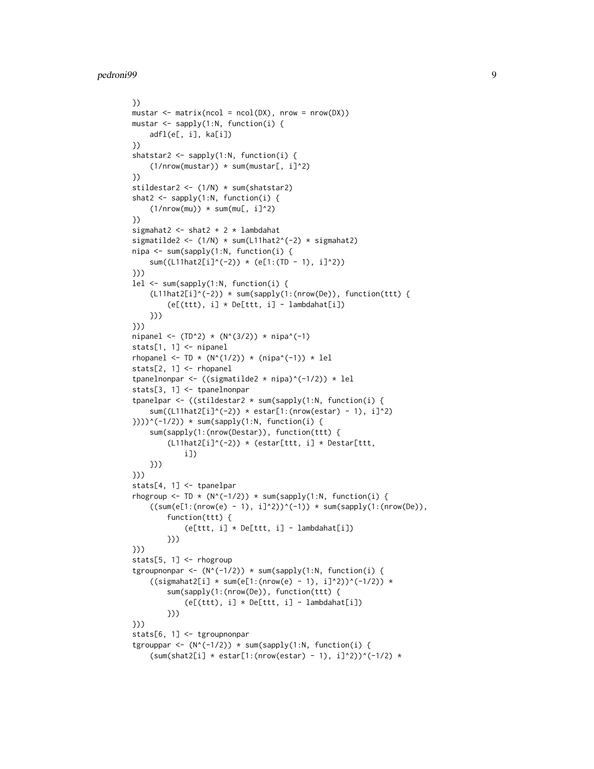```
})
mustar <- matrix(ncol = ncol(DX), nrow = nrow(DX))
mustar <- sapply(1:N, function(i) {
    adfl(e[, i], ka[i])
})
shatstar2 <- sapply(1:N, function(i) {
    (1/nrow(mustar)) * sum(mustar[, i]^2)
})
stildestar2 <- (1/N) * sum(shatstar2)
shat2 <- sapply(1:N, function(i) {
    (1/nrow(mu)) * sum(mu[, i]^2)
})
sigmahat2 <- shat2 + 2 * lambdahat
sigmatilde2 <- (1/N) * sum(L11hat2^(-2) * sigmahat2)
nipa <- sum(sapply(1:N, function(i) {
    sum((L11hat2[i]^(-2)) * (e[1:(TD - 1), i]^2))
}))
lel <- sum(sapply(1:N, function(i) {
    (L11hat2[i]^(-2)) * sum(sapply(1:(nrow(De)), function(ttt) {
        (e[(ttt), i] * De[ttt, i] - lambdahat[i])
    }))
}))
nipanel <- (TD^2) * (N^(3/2)) * nipa^(-1)
stats[1, 1] <- nipanel
rhopanel <- TD * (N^(1/2)) * (nipa^(-1)) * lel
stats[2, 1] <- rhopanel
tpanelnonpar <- ((sigmatilde2 * nipa)^(-1/2)) * lel
stats[3, 1] <- tpanelnonpar
tpanelpar <- ((stildestar2 * sum(sapply(1:N, function(i) {
    sum((L11hat2[i]^(-2)) * estar[1:(nrow(estar) - 1), i]^2)
})))^(-1/2)) * sum(sapply(1:N, function(i) {
    sum(sapply(1:(nrow(Destar)), function(ttt) {
        (L11hat2[i]^(-2)) * (estar[ttt, i] * Destar[ttt,
            i])
    }))
}))
stats[4, 1] <- tpanelpar
rhogroup <- TD * (N^(-1/2)) * sum(sapply(1:N, function(i) {
    ((sum(e[1:(nrow(e) - 1), i]^2))^(-1)) * sum(sapply(1:(nrow(De)),
        function(ttt) {
            (e[ttt, i] * De[ttt, i] - lambdahat[i])
        }))
}))
stats[5, 1] <- rhogroup
tgroupnonpar <- (N^(-1/2)) * sum(sapply(1:N, function(i) {
    ((sigmahat2[i] * sum(e[1:(nrow(e) - 1), i]^2))^(-1/2)) *
        sum(sapply(1:(nrow(De)), function(ttt) {
            (e[(ttt), i] * De[ttt, i] - lambdahat[i])
        }))
}))
stats[6, 1] <- tgroupnonpar
tgrouppar <- (N^(-1/2)) * sum(sapply(1:N, function(i) {
    (sum(shat2[i] * estar[1:(nrow(estar) - 1), i]^2))^(-1/2) *
```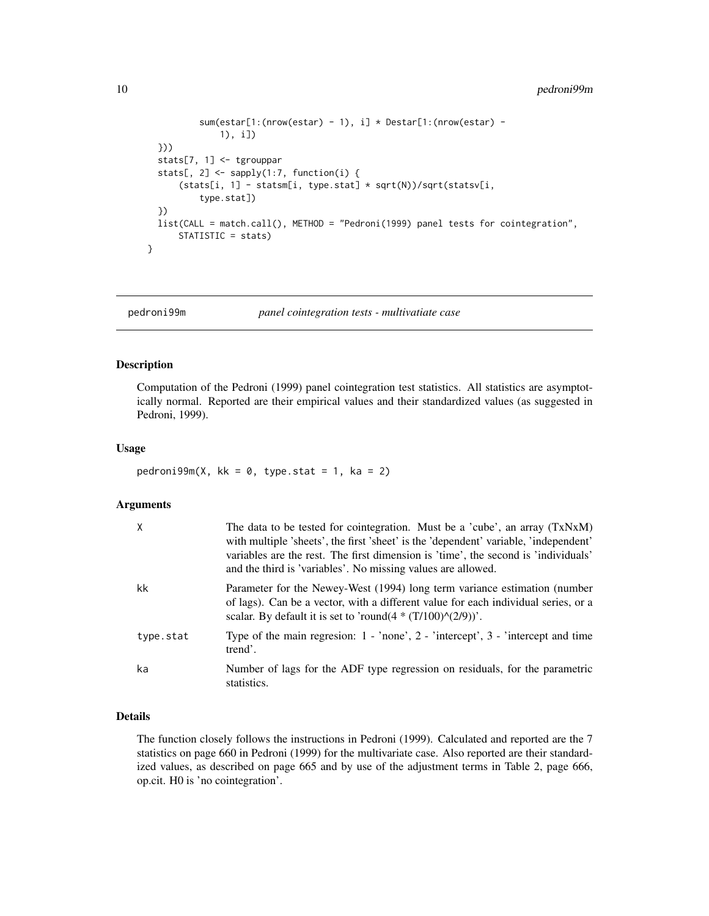```
        sum(estar[1:(nrow(estar) - 1), i] * Destar[1:(nrow(estar) -
            1), i])
    }))
    stats[7, 1] <- tgrouppar
    stats[, 2] <- sapply(1:7, function(i) {
        (stats[i, 1] - statsm[i, type.stat] * sqrt(N))/sqrt(statsv[i,
            type.stat])
    })
    list(CALL = match.call(), METHOD = "Pedroni(1999) panel tests for cointegration",
        STATISTIC = stats)
}
```

---

## pedroni99m *panel cointegration tests - multivatiate case*

### Description

Computation of the Pedroni (1999) panel cointegration test statistics. All statistics are asymptotically normal. Reported are their empirical values and their standardized values (as suggested in Pedroni, 1999).

### Usage

```
pedroni99m(X, kk = 0, type.stat = 1, ka = 2)
```

### Arguments

| | |
|---|---|
| X | The data to be tested for cointegration. Must be a 'cube', an array (TxNxM) with multiple 'sheets', the first 'sheet' is the 'dependent' variable, 'independent' variables are the rest. The first dimension is 'time', the second is 'individuals' and the third is 'variables'. No missing values are allowed. |
| kk | Parameter for the Newey-West (1994) long term variance estimation (number of lags). Can be a vector, with a different value for each individual series, or a scalar. By default it is set to 'round(4 * (T/100)^(2/9))'. |
| type.stat | Type of the main regresion: 1 - 'none', 2 - 'intercept', 3 - 'intercept and time trend'. |
| ka | Number of lags for the ADF type regression on residuals, for the parametric statistics. |

### Details

The function closely follows the instructions in Pedroni (1999). Calculated and reported are the 7 statistics on page 660 in Pedroni (1999) for the multivariate case. Also reported are their standardized values, as described on page 665 and by use of the adjustment terms in Table 2, page 666, op.cit. H0 is 'no cointegration'.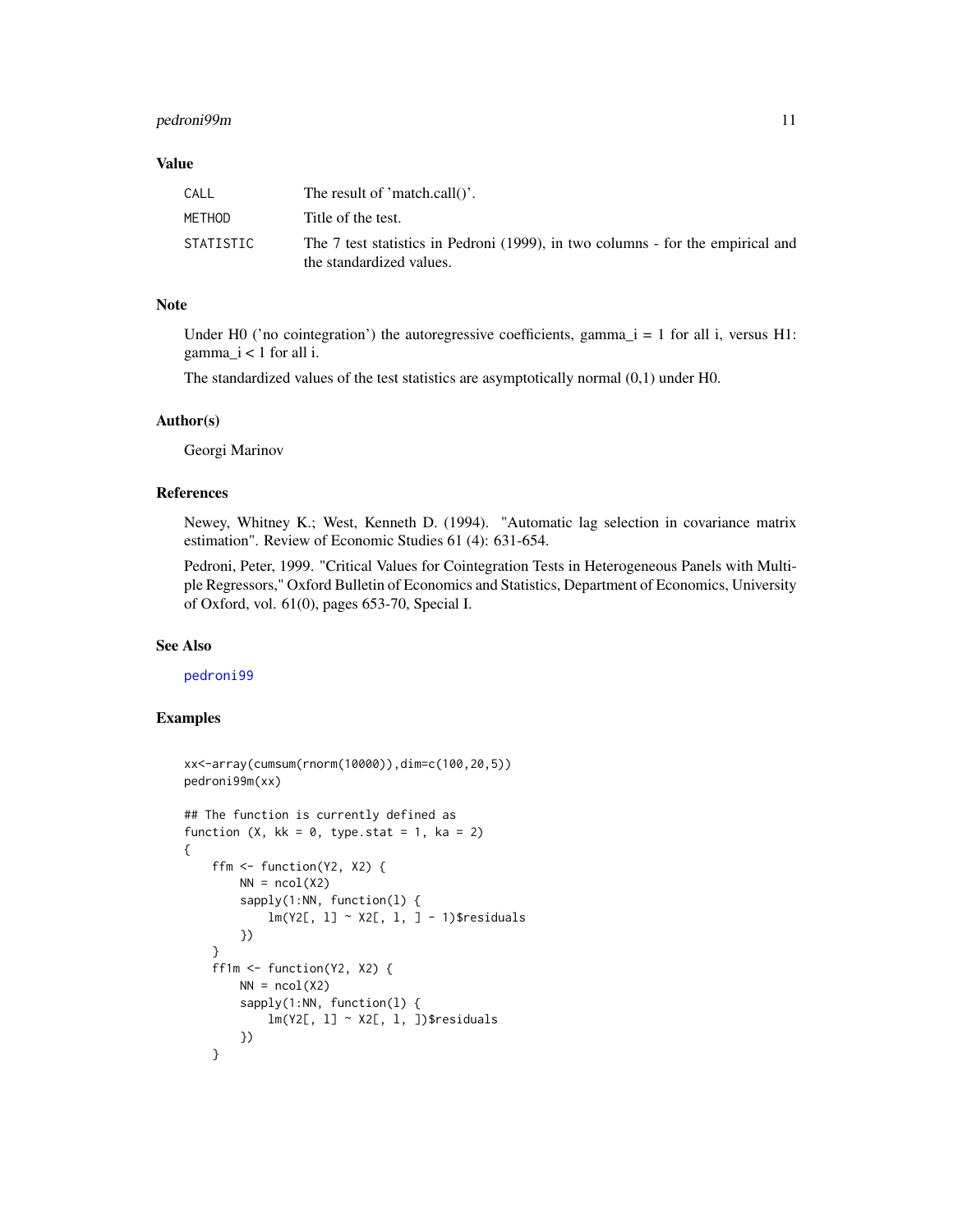## Value

| | |
|---|---|
| CALL | The result of 'match.call()'. |
| METHOD | Title of the test. |
| STATISTIC | The 7 test statistics in Pedroni (1999), in two columns - for the empirical and the standardized values. |

## Note

Under H0 ('no cointegration') the autoregressive coefficients, gamma_i = 1 for all i, versus H1: gamma_i < 1 for all i.

The standardized values of the test statistics are asymptotically normal (0,1) under H0.

## Author(s)

Georgi Marinov

## References

Newey, Whitney K.; West, Kenneth D. (1994). "Automatic lag selection in covariance matrix estimation". Review of Economic Studies 61 (4): 631-654.

Pedroni, Peter, 1999. "Critical Values for Cointegration Tests in Heterogeneous Panels with Multiple Regressors," Oxford Bulletin of Economics and Statistics, Department of Economics, University of Oxford, vol. 61(0), pages 653-70, Special I.

## See Also

pedroni99

## Examples

```
xx<-array(cumsum(rnorm(10000)),dim=c(100,20,5))
pedroni99m(xx)

## The function is currently defined as
function (X, kk = 0, type.stat = 1, ka = 2)
{
    ffm <- function(Y2, X2) {
        NN = ncol(X2)
        sapply(1:NN, function(l) {
            lm(Y2[, l] ~ X2[, l, ] - 1)$residuals
        })
    }
    ff1m <- function(Y2, X2) {
        NN = ncol(X2)
        sapply(1:NN, function(l) {
            lm(Y2[, l] ~ X2[, l, ])$residuals
        })
    }
```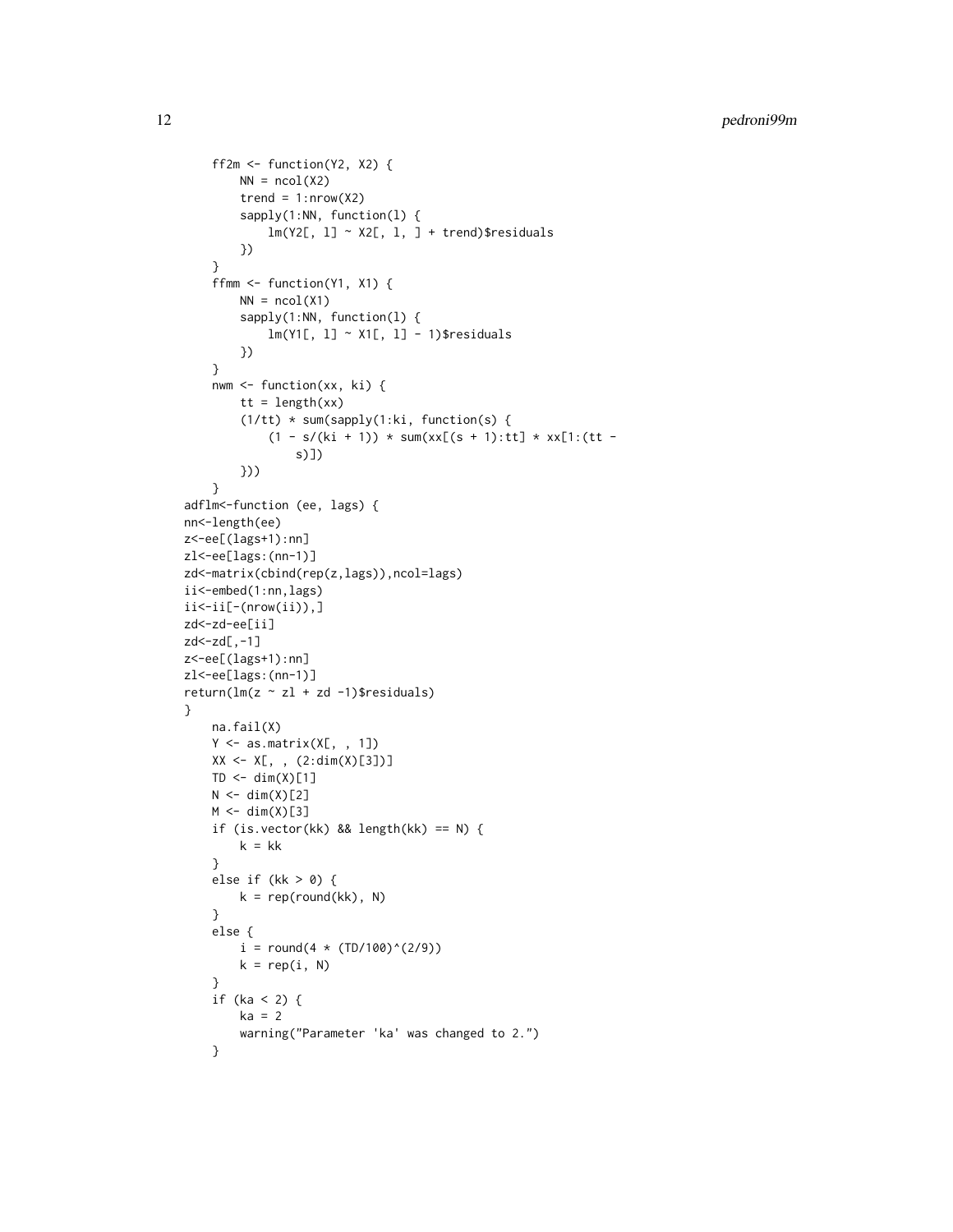```
    ff2m <- function(Y2, X2) {
        NN = ncol(X2)
        trend = 1:nrow(X2)
        sapply(1:NN, function(l) {
            lm(Y2[, l] ~ X2[, l, ] + trend)$residuals
        })
    }
    ffmm <- function(Y1, X1) {
        NN = ncol(X1)
        sapply(1:NN, function(l) {
            lm(Y1[, l] ~ X1[, l] - 1)$residuals
        })
    }
    nwm <- function(xx, ki) {
        tt = length(xx)
        (1/tt) * sum(sapply(1:ki, function(s) {
            (1 - s/(ki + 1)) * sum(xx[(s + 1):tt] * xx[1:(tt -
                s)])
        }))
    }
adflm<-function (ee, lags) {
nn<-length(ee)
z<-ee[(lags+1):nn]
zl<-ee[lags:(nn-1)]
zd<-matrix(cbind(rep(z,lags)),ncol=lags)
ii<-embed(1:nn,lags)
ii<-ii[-(nrow(ii)),]
zd<-zd-ee[ii]
zd<-zd[,-1]
z<-ee[(lags+1):nn]
zl<-ee[lags:(nn-1)]
return(lm(z ~ zl + zd -1)$residuals)
}
    na.fail(X)
    Y <- as.matrix(X[, , 1])
    XX <- X[, , (2:dim(X)[3])]
    TD <- dim(X)[1]
    N <- dim(X)[2]
    M <- dim(X)[3]
    if (is.vector(kk) && length(kk) == N) {
        k = kk
    }
    else if (kk > 0) {
        k = rep(round(kk), N)
    }
    else {
        i = round(4 * (TD/100)^(2/9))
        k = rep(i, N)
    }
    if (ka < 2) {
        ka = 2
        warning("Parameter 'ka' was changed to 2.")
    }
```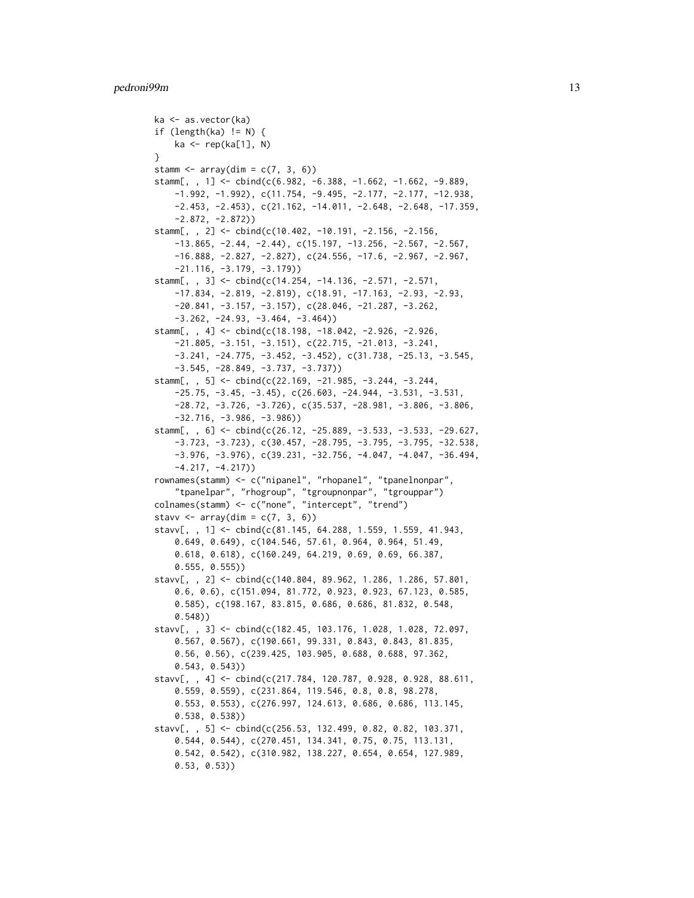```
ka <- as.vector(ka)
if (length(ka) != N) {
    ka <- rep(ka[1], N)
}
stamm <- array(dim = c(7, 3, 6))
stamm[, , 1] <- cbind(c(6.982, -6.388, -1.662, -1.662, -9.889,
    -1.992, -1.992), c(11.754, -9.495, -2.177, -2.177, -12.938,
    -2.453, -2.453), c(21.162, -14.011, -2.648, -2.648, -17.359,
    -2.872, -2.872))
stamm[, , 2] <- cbind(c(10.402, -10.191, -2.156, -2.156,
    -13.865, -2.44, -2.44), c(15.197, -13.256, -2.567, -2.567,
    -16.888, -2.827, -2.827), c(24.556, -17.6, -2.967, -2.967,
    -21.116, -3.179, -3.179))
stamm[, , 3] <- cbind(c(14.254, -14.136, -2.571, -2.571,
    -17.834, -2.819, -2.819), c(18.91, -17.163, -2.93, -2.93,
    -20.841, -3.157, -3.157), c(28.046, -21.287, -3.262,
    -3.262, -24.93, -3.464, -3.464))
stamm[, , 4] <- cbind(c(18.198, -18.042, -2.926, -2.926,
    -21.805, -3.151, -3.151), c(22.715, -21.013, -3.241,
    -3.241, -24.775, -3.452, -3.452), c(31.738, -25.13, -3.545,
    -3.545, -28.849, -3.737, -3.737))
stamm[, , 5] <- cbind(c(22.169, -21.985, -3.244, -3.244,
    -25.75, -3.45, -3.45), c(26.603, -24.944, -3.531, -3.531,
    -28.72, -3.726, -3.726), c(35.537, -28.981, -3.806, -3.806,
    -32.716, -3.986, -3.986))
stamm[, , 6] <- cbind(c(26.12, -25.889, -3.533, -3.533, -29.627,
    -3.723, -3.723), c(30.457, -28.795, -3.795, -3.795, -32.538,
    -3.976, -3.976), c(39.231, -32.756, -4.047, -4.047, -36.494,
    -4.217, -4.217))
rownames(stamm) <- c("nipanel", "rhopanel", "tpanelnonpar",
    "tpanelpar", "rhogroup", "tgroupnonpar", "tgrouppar")
colnames(stamm) <- c("none", "intercept", "trend")
stavv <- array(dim = c(7, 3, 6))
stavv[, , 1] <- cbind(c(81.145, 64.288, 1.559, 1.559, 41.943,
    0.649, 0.649), c(104.546, 57.61, 0.964, 0.964, 51.49,
    0.618, 0.618), c(160.249, 64.219, 0.69, 0.69, 66.387,
    0.555, 0.555))
stavv[, , 2] <- cbind(c(140.804, 89.962, 1.286, 1.286, 57.801,
    0.6, 0.6), c(151.094, 81.772, 0.923, 0.923, 67.123, 0.585,
    0.585), c(198.167, 83.815, 0.686, 0.686, 81.832, 0.548,
    0.548))
stavv[, , 3] <- cbind(c(182.45, 103.176, 1.028, 1.028, 72.097,
    0.567, 0.567), c(190.661, 99.331, 0.843, 0.843, 81.835,
    0.56, 0.56), c(239.425, 103.905, 0.688, 0.688, 97.362,
    0.543, 0.543))
stavv[, , 4] <- cbind(c(217.784, 120.787, 0.928, 0.928, 88.611,
    0.559, 0.559), c(231.864, 119.546, 0.8, 0.8, 98.278,
    0.553, 0.553), c(276.997, 124.613, 0.686, 0.686, 113.145,
    0.538, 0.538))
stavv[, , 5] <- cbind(c(256.53, 132.499, 0.82, 0.82, 103.371,
    0.544, 0.544), c(270.451, 134.341, 0.75, 0.75, 113.131,
    0.542, 0.542), c(310.982, 138.227, 0.654, 0.654, 127.989,
    0.53, 0.53))
```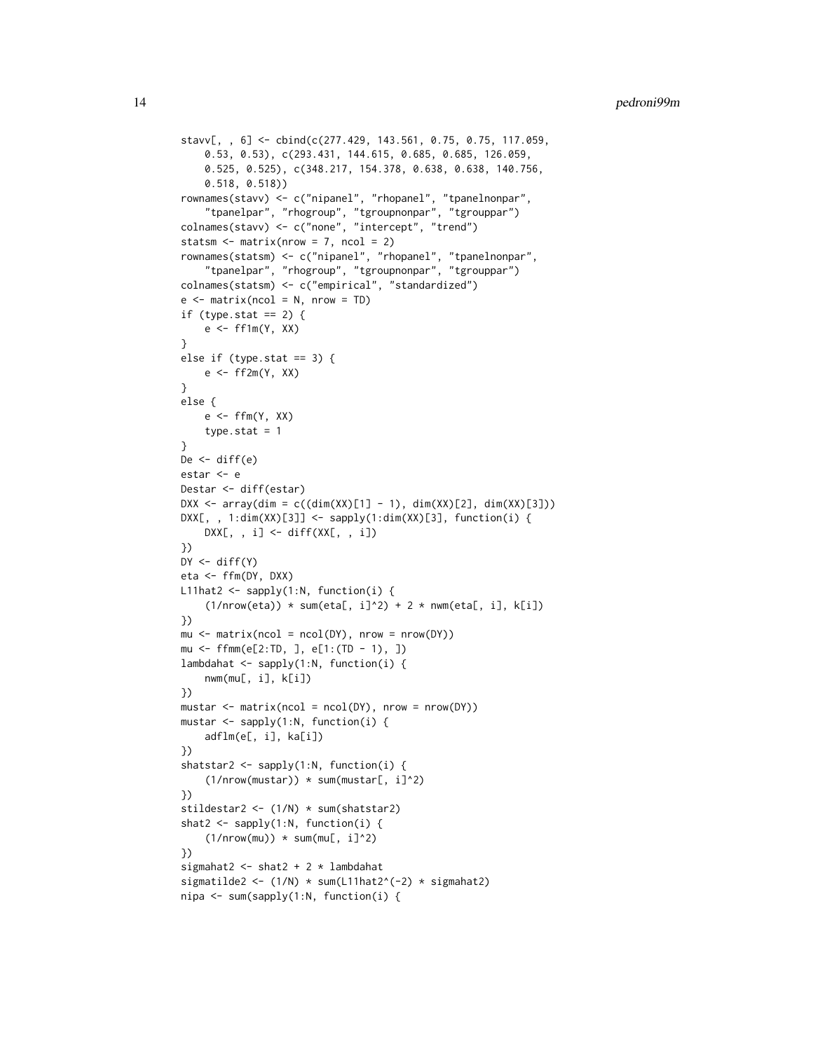```
stavv[, , 6] <- cbind(c(277.429, 143.561, 0.75, 0.75, 117.059,
    0.53, 0.53), c(293.431, 144.615, 0.685, 0.685, 126.059,
    0.525, 0.525), c(348.217, 154.378, 0.638, 0.638, 140.756,
    0.518, 0.518))
rownames(stavv) <- c("nipanel", "rhopanel", "tpanelnonpar",
    "tpanelpar", "rhogroup", "tgroupnonpar", "tgrouppar")
colnames(stavv) <- c("none", "intercept", "trend")
statsm <- matrix(nrow = 7, ncol = 2)
rownames(statsm) <- c("nipanel", "rhopanel", "tpanelnonpar",
    "tpanelpar", "rhogroup", "tgroupnonpar", "tgrouppar")
colnames(statsm) <- c("empirical", "standardized")
e <- matrix(ncol = N, nrow = TD)
if (type.stat == 2) {
    e <- ff1m(Y, XX)
}
else if (type.stat == 3) {
    e <- ff2m(Y, XX)
}
else {
    e <- ffm(Y, XX)
    type.stat = 1
}
De <- diff(e)
estar <- e
Destar <- diff(estar)
DXX <- array(dim = c((dim(XX)[1] - 1), dim(XX)[2], dim(XX)[3]))
DXX[, , 1:dim(XX)[3]] <- sapply(1:dim(XX)[3], function(i) {
    DXX[, , i] <- diff(XX[, , i])
})
DY <- diff(Y)
eta <- ffm(DY, DXX)
L11hat2 <- sapply(1:N, function(i) {
    (1/nrow(eta)) * sum(eta[, i]^2) + 2 * nwm(eta[, i], k[i])
})
mu <- matrix(ncol = ncol(DY), nrow = nrow(DY))
mu <- ffmm(e[2:TD, ], e[1:(TD - 1), ])
lambdahat <- sapply(1:N, function(i) {
    nwm(mu[, i], k[i])
})
mustar <- matrix(ncol = ncol(DY), nrow = nrow(DY))
mustar <- sapply(1:N, function(i) {
    adflm(e[, i], ka[i])
})
shatstar2 <- sapply(1:N, function(i) {
    (1/nrow(mustar)) * sum(mustar[, i]^2)
})
stildestar2 <- (1/N) * sum(shatstar2)
shat2 <- sapply(1:N, function(i) {
    (1/nrow(mu)) * sum(mu[, i]^2)
})
sigmahat2 <- shat2 + 2 * lambdahat
sigmatilde2 <- (1/N) * sum(L11hat2^(-2) * sigmahat2)
nipa <- sum(sapply(1:N, function(i) {
```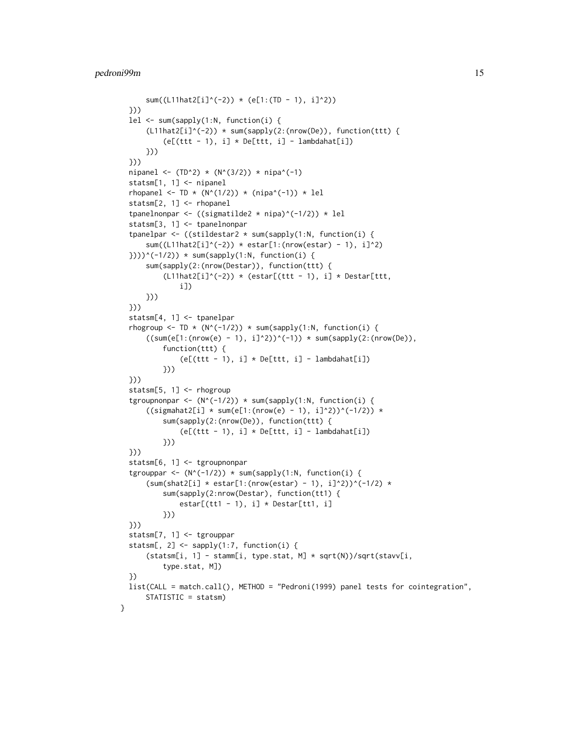```
        sum((L11hat2[i]^(-2)) * (e[1:(TD - 1), i]^2))
    }))
    lel <- sum(sapply(1:N, function(i) {
        (L11hat2[i]^(-2)) * sum(sapply(2:(nrow(De)), function(ttt) {
            (e[(ttt - 1), i] * De[ttt, i] - lambdahat[i])
        }))
    }))
    nipanel <- (TD^2) * (N^(3/2)) * nipa^(-1)
    statsm[1, 1] <- nipanel
    rhopanel <- TD * (N^(1/2)) * (nipa^(-1)) * lel
    statsm[2, 1] <- rhopanel
    tpanelnonpar <- ((sigmatilde2 * nipa)^(-1/2)) * lel
    statsm[3, 1] <- tpanelnonpar
    tpanelpar <- ((stildestar2 * sum(sapply(1:N, function(i) {
        sum((L11hat2[i]^(-2)) * estar[1:(nrow(estar) - 1), i]^2)
    })))^(-1/2)) * sum(sapply(1:N, function(i) {
        sum(sapply(2:(nrow(Destar)), function(ttt) {
            (L11hat2[i]^(-2)) * (estar[(ttt - 1), i] * Destar[ttt,
                i])
        }))
    }))
    statsm[4, 1] <- tpanelpar
    rhogroup <- TD * (N^(-1/2)) * sum(sapply(1:N, function(i) {
        ((sum(e[1:(nrow(e) - 1), i]^2))^(-1)) * sum(sapply(2:(nrow(De)),
            function(ttt) {
                (e[(ttt - 1), i] * De[ttt, i] - lambdahat[i])
            }))
    }))
    statsm[5, 1] <- rhogroup
    tgroupnonpar <- (N^(-1/2)) * sum(sapply(1:N, function(i) {
        ((sigmahat2[i] * sum(e[1:(nrow(e) - 1), i]^2))^(-1/2)) *
            sum(sapply(2:(nrow(De)), function(ttt) {
                (e[(ttt - 1), i] * De[ttt, i] - lambdahat[i])
            }))
    }))
    statsm[6, 1] <- tgroupnonpar
    tgrouppar <- (N^(-1/2)) * sum(sapply(1:N, function(i) {
        (sum(shat2[i] * estar[1:(nrow(estar) - 1), i]^2))^(-1/2) *
            sum(sapply(2:nrow(Destar), function(tt1) {
                estar[(tt1 - 1), i] * Destar[tt1, i]
            }))
    }))
    statsm[7, 1] <- tgrouppar
    statsm[, 2] <- sapply(1:7, function(i) {
        (statsm[i, 1] - stamm[i, type.stat, M] * sqrt(N))/sqrt(stavv[i,
            type.stat, M])
    })
    list(CALL = match.call(), METHOD = "Pedroni(1999) panel tests for cointegration",
        STATISTIC = statsm)
}
```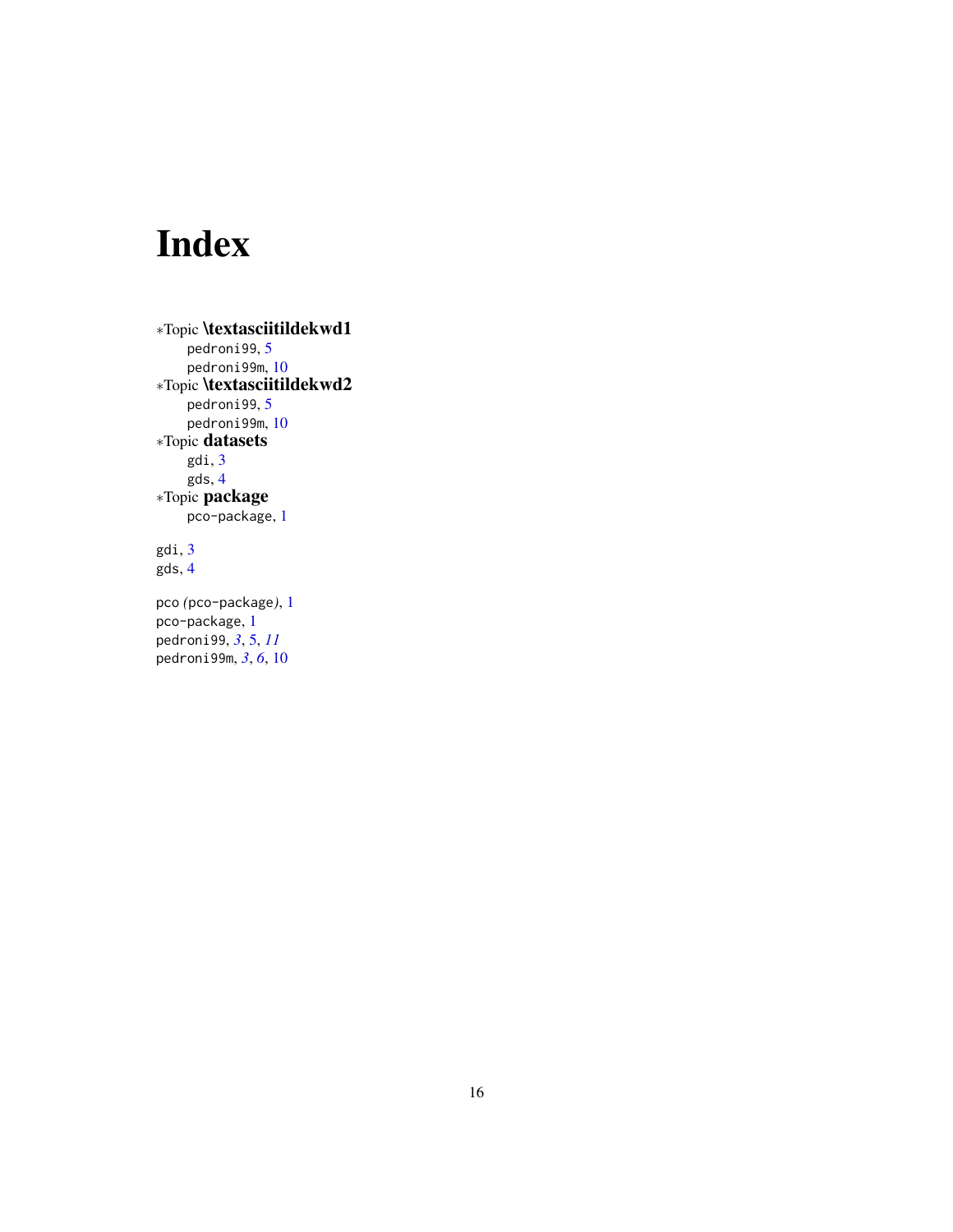# Index

*Topic **\textasciitildekwd1**
    pedroni99, 5
    pedroni99m, 10
*Topic **\textasciitildekwd2**
    pedroni99, 5
    pedroni99m, 10
*Topic **datasets**
    gdi, 3
    gds, 4
*Topic **package**
    pco-package, 1

gdi, 3
gds, 4

pco *(*pco-package*)*, 1
pco-package, 1
pedroni99, *3*, 5, *11*
pedroni99m, *3*, *6*, 10